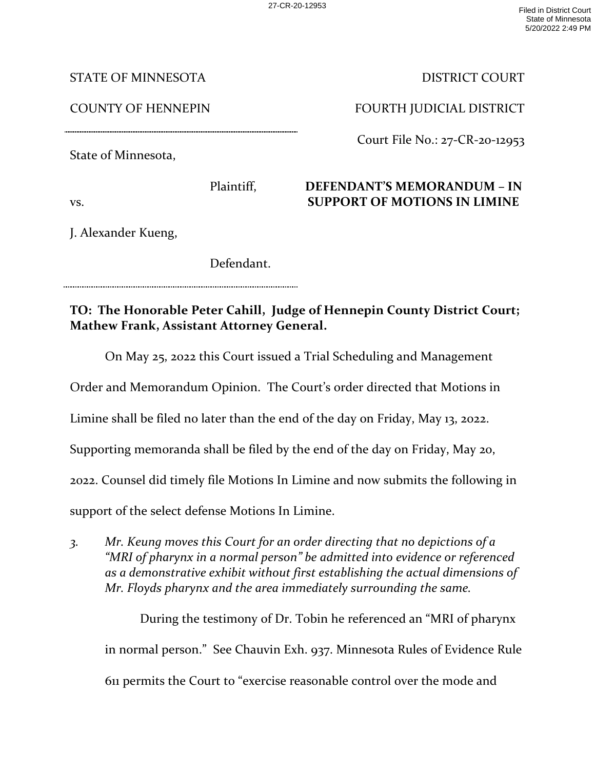STATE OF MINNESOTA | DISTRICT COURT

COUNTY OF HENNEPIN | FOURTH JUDICIAL DISTRICT

Court File No.: 27-CR-20-12953

State of Minnesota,

Plaintiff,

vs.

J. Alexander Kueng,

Defendant.

**DEFENDANT'S MEMORANDUM – IN SUPPORT OF MOTIONS IN LIMINE**

**TO: The Honorable Peter Cahill, Judge of Hennepin County District Court; Mathew Frank, Assistant Attorney General.**

On May 25, 2022 this Court issued a Trial Scheduling and Management Order and Memorandum Opinion. The Court's order directed that Motions in Limine shall be filed no later than the end of the day on Friday, May 13, 2022. Supporting memoranda shall be filed by the end of the day on Friday, May 20, 2022. Counsel did timely file Motions In Limine and now submits the following in support of the select defense Motions In Limine.

3. *Mr. Keung moves this Court for an order directing that no depictions of a "MRI of pharynx in a normal person" be admitted into evidence or referenced as a demonstrative exhibit without first establishing the actual dimensions of Mr. Floyds pharynx and the area immediately surrounding the same.*

During the testimony of Dr. Tobin he referenced an "MRI of pharynx in normal person." See Chauvin Exh. 937. Minnesota Rules of Evidence Rule 611 permits the Court to "exercise reasonable control over the mode and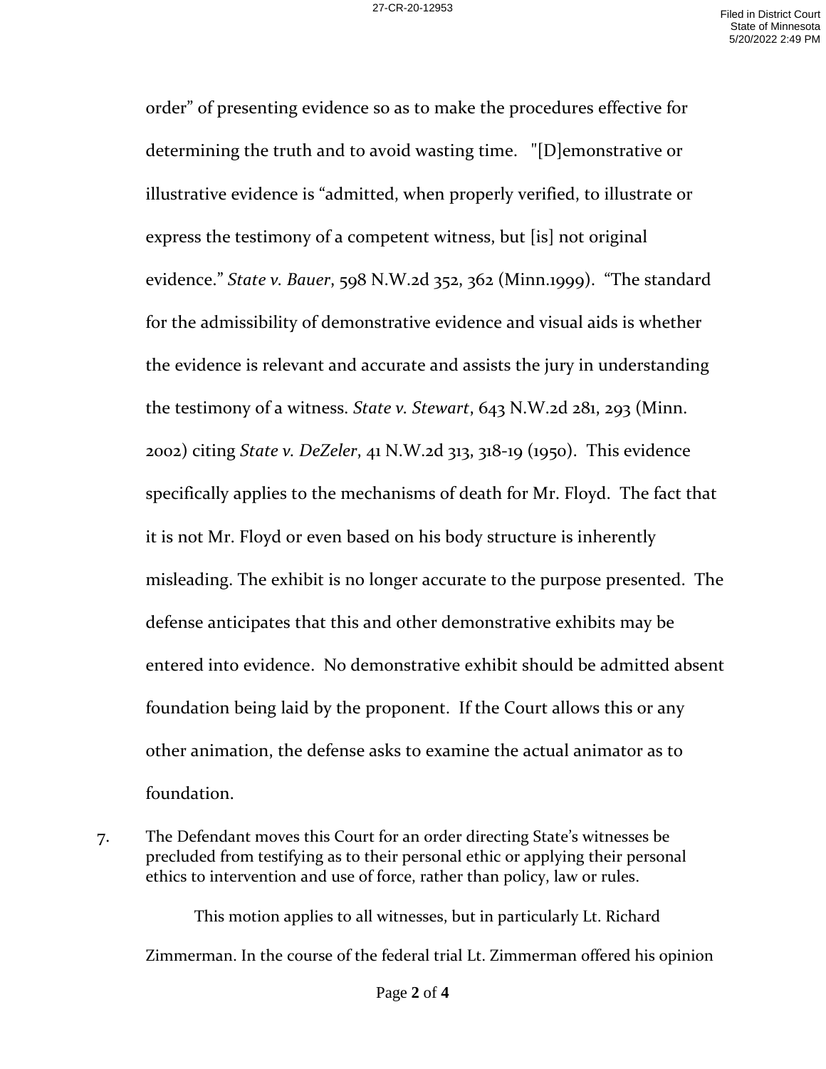order" of presenting evidence so as to make the procedures effective for determining the truth and to avoid wasting time. "[D]emonstrative or illustrative evidence is "admitted, when properly verified, to illustrate or express the testimony of a competent witness, but [is] not original evidence." *State v. Bauer*, 598 N.W.2d 352, 362 (Minn.1999). "The standard for the admissibility of demonstrative evidence and visual aids is whether the evidence is relevant and accurate and assists the jury in understanding the testimony of a witness. *State v. Stewart*, 643 N.W.2d 281, 293 (Minn. 2002) citing *State v. DeZeler*, 41 N.W.2d 313, 318-19 (1950). This evidence specifically applies to the mechanisms of death for Mr. Floyd. The fact that it is not Mr. Floyd or even based on his body structure is inherently misleading. The exhibit is no longer accurate to the purpose presented. The defense anticipates that this and other demonstrative exhibits may be entered into evidence. No demonstrative exhibit should be admitted absent foundation being laid by the proponent. If the Court allows this or any other animation, the defense asks to examine the actual animator as to foundation.

7. The Defendant moves this Court for an order directing State's witnesses be precluded from testifying as to their personal ethic or applying their personal ethics to intervention and use of force, rather than policy, law or rules.

This motion applies to all witnesses, but in particularly Lt. Richard Zimmerman. In the course of the federal trial Lt. Zimmerman offered his opinion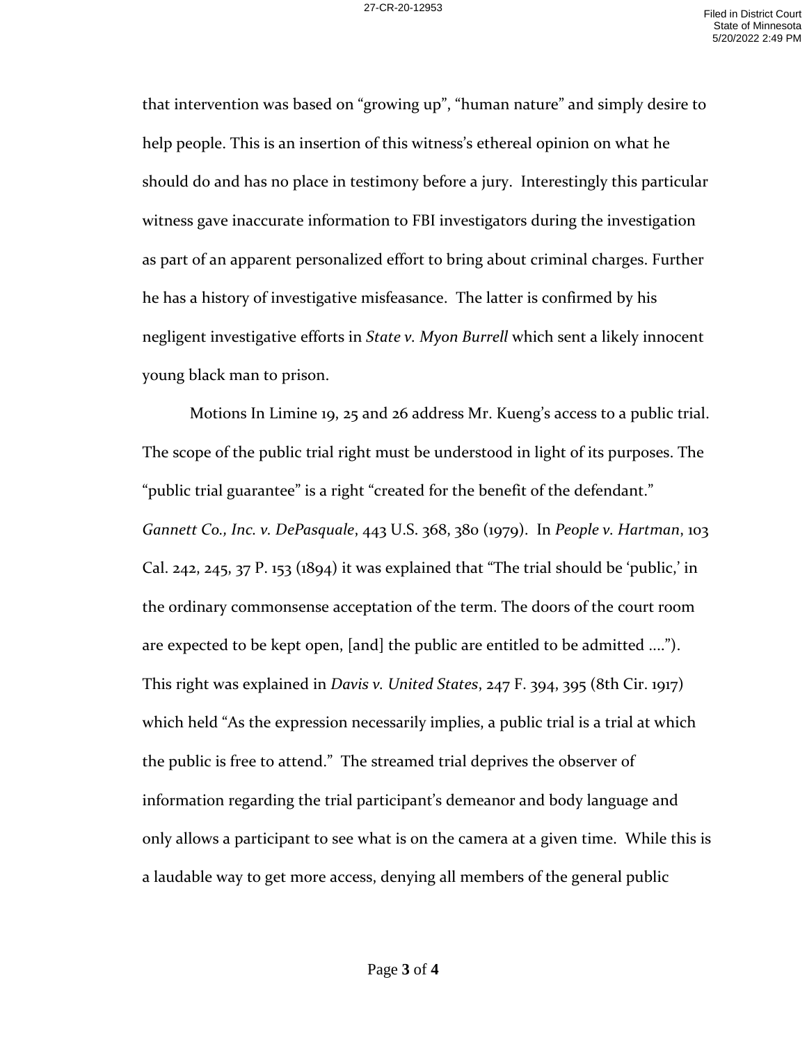that intervention was based on "growing up", "human nature" and simply desire to help people. This is an insertion of this witness's ethereal opinion on what he should do and has no place in testimony before a jury. Interestingly this particular witness gave inaccurate information to FBI investigators during the investigation as part of an apparent personalized effort to bring about criminal charges. Further he has a history of investigative misfeasance. The latter is confirmed by his negligent investigative efforts in *State v. Myon Burrell* which sent a likely innocent young black man to prison.

Motions In Limine 19, 25 and 26 address Mr. Kueng's access to a public trial. The scope of the public trial right must be understood in light of its purposes. The "public trial guarantee" is a right "created for the benefit of the defendant." *Gannett Co., Inc. v. DePasquale*, 443 U.S. 368, 380 (1979). In *People v. Hartman*, 103 Cal. 242, 245, 37 P. 153 (1894) it was explained that "The trial should be 'public,' in the ordinary commonsense acceptation of the term. The doors of the court room are expected to be kept open, [and] the public are entitled to be admitted ...."). This right was explained in *Davis v. United States*, 247 F. 394, 395 (8th Cir. 1917) which held "As the expression necessarily implies, a public trial is a trial at which the public is free to attend." The streamed trial deprives the observer of information regarding the trial participant's demeanor and body language and only allows a participant to see what is on the camera at a given time. While this is a laudable way to get more access, denying all members of the general public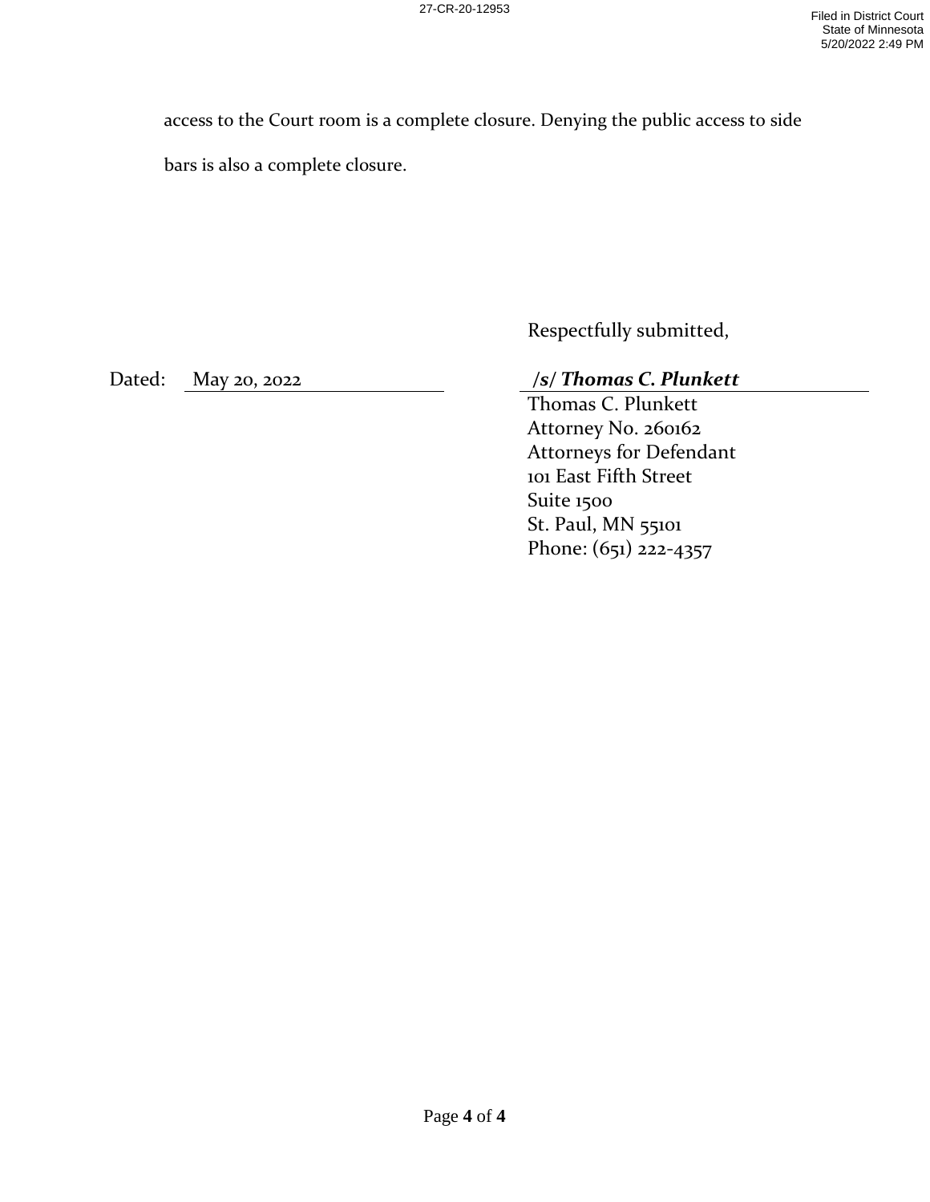access to the Court room is a complete closure. Denying the public access to side bars is also a complete closure.

Respectfully submitted,

Dated: May 20, 2022

*/s/ Thomas C. Plunkett*

Thomas C. Plunkett
Attorney No. 260162
Attorneys for Defendant
101 East Fifth Street
Suite 1500
St. Paul, MN 55101
Phone: (651) 222-4357